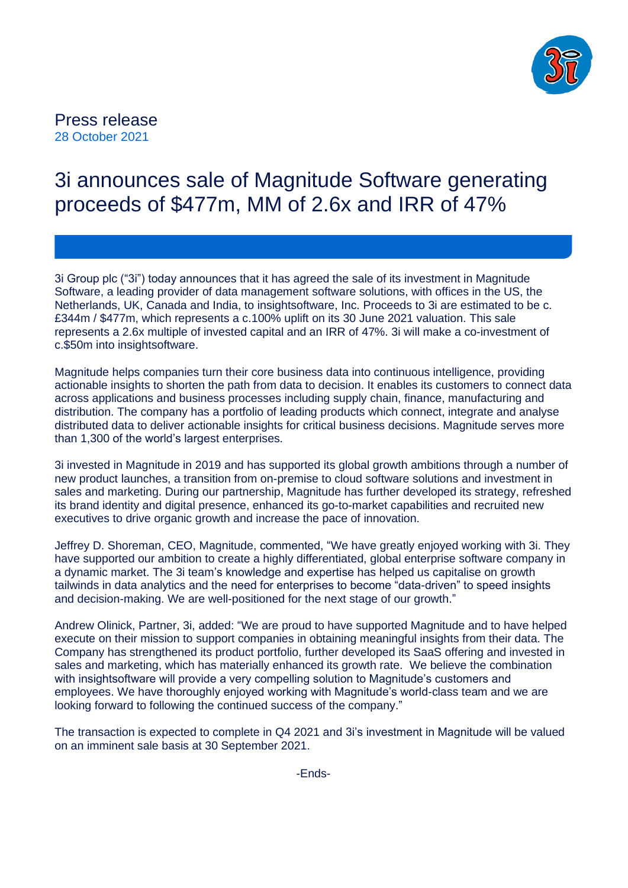Press release

28 October 2021

# 3i announces sale of Magnitude Software generating proceeds of $477m, MM of 2.6x and IRR of 47%

3i Group plc ("3i") today announces that it has agreed the sale of its investment in Magnitude Software, a leading provider of data management software solutions, with offices in the US, the Netherlands, UK, Canada and India, to insightsoftware, Inc. Proceeds to 3i are estimated to be c. £344m / $477m, which represents a c.100% uplift on its 30 June 2021 valuation. This sale represents a 2.6x multiple of invested capital and an IRR of 47%. 3i will make a co-investment of c.$50m into insightsoftware.

Magnitude helps companies turn their core business data into continuous intelligence, providing actionable insights to shorten the path from data to decision. It enables its customers to connect data across applications and business processes including supply chain, finance, manufacturing and distribution. The company has a portfolio of leading products which connect, integrate and analyse distributed data to deliver actionable insights for critical business decisions. Magnitude serves more than 1,300 of the world's largest enterprises.

3i invested in Magnitude in 2019 and has supported its global growth ambitions through a number of new product launches, a transition from on-premise to cloud software solutions and investment in sales and marketing. During our partnership, Magnitude has further developed its strategy, refreshed its brand identity and digital presence, enhanced its go-to-market capabilities and recruited new executives to drive organic growth and increase the pace of innovation.

Jeffrey D. Shoreman, CEO, Magnitude, commented, "We have greatly enjoyed working with 3i. They have supported our ambition to create a highly differentiated, global enterprise software company in a dynamic market. The 3i team's knowledge and expertise has helped us capitalise on growth tailwinds in data analytics and the need for enterprises to become "data-driven" to speed insights and decision-making. We are well-positioned for the next stage of our growth."

Andrew Olinick, Partner, 3i, added: "We are proud to have supported Magnitude and to have helped execute on their mission to support companies in obtaining meaningful insights from their data. The Company has strengthened its product portfolio, further developed its SaaS offering and invested in sales and marketing, which has materially enhanced its growth rate. We believe the combination with insightsoftware will provide a very compelling solution to Magnitude's customers and employees. We have thoroughly enjoyed working with Magnitude's world-class team and we are looking forward to following the continued success of the company."

The transaction is expected to complete in Q4 2021 and 3i's investment in Magnitude will be valued on an imminent sale basis at 30 September 2021.

-Ends-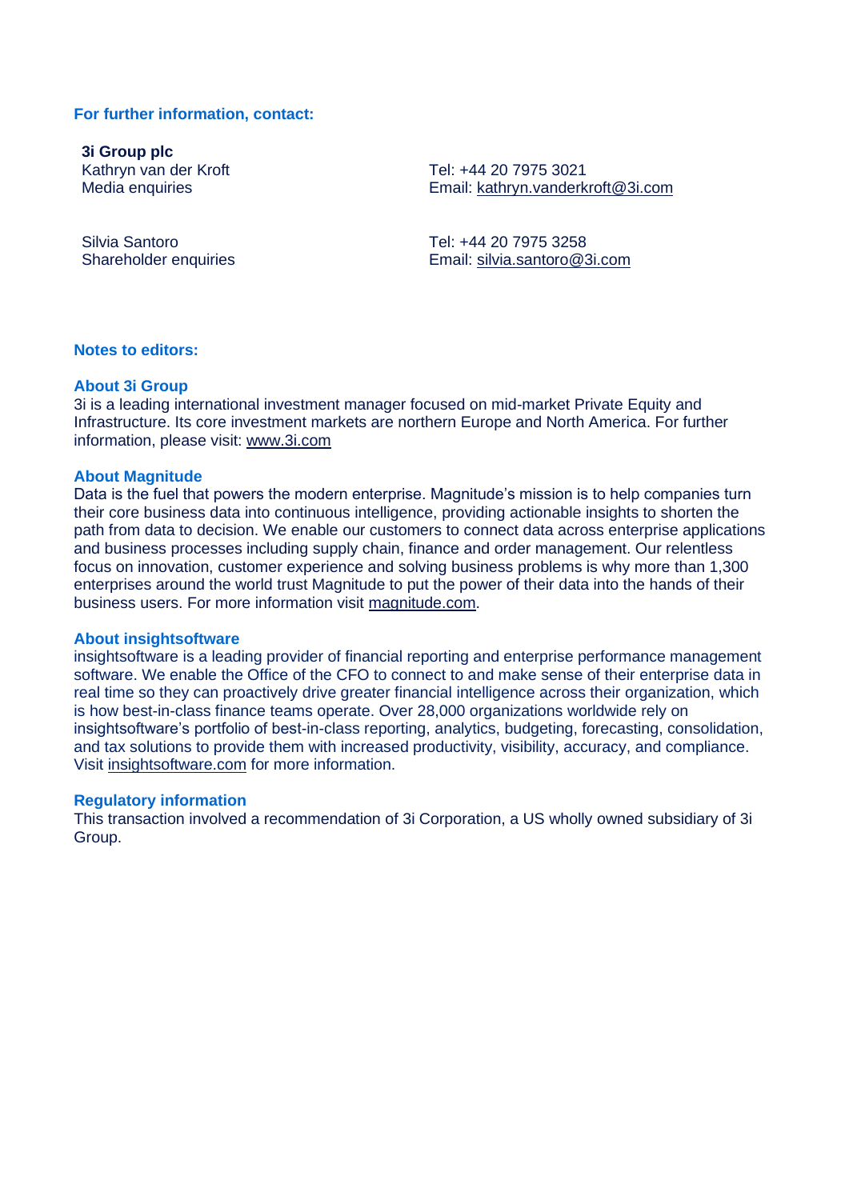**For further information, contact:**

**3i Group plc**

| | |
|---|---|
| Kathryn van der Kroft<br>Media enquiries | Tel: +44 20 7975 3021<br>Email: kathryn.vanderkroft@3i.com |
| Silvia Santoro<br>Shareholder enquiries | Tel: +44 20 7975 3258<br>Email: silvia.santoro@3i.com |

**Notes to editors:**

**About 3i Group**

3i is a leading international investment manager focused on mid-market Private Equity and Infrastructure. Its core investment markets are northern Europe and North America. For further information, please visit: www.3i.com

**About Magnitude**

Data is the fuel that powers the modern enterprise. Magnitude's mission is to help companies turn their core business data into continuous intelligence, providing actionable insights to shorten the path from data to decision. We enable our customers to connect data across enterprise applications and business processes including supply chain, finance and order management. Our relentless focus on innovation, customer experience and solving business problems is why more than 1,300 enterprises around the world trust Magnitude to put the power of their data into the hands of their business users. For more information visit magnitude.com.

**About insightsoftware**

insightsoftware is a leading provider of financial reporting and enterprise performance management software. We enable the Office of the CFO to connect to and make sense of their enterprise data in real time so they can proactively drive greater financial intelligence across their organization, which is how best-in-class finance teams operate. Over 28,000 organizations worldwide rely on insightsoftware's portfolio of best-in-class reporting, analytics, budgeting, forecasting, consolidation, and tax solutions to provide them with increased productivity, visibility, accuracy, and compliance. Visit insightsoftware.com for more information.

**Regulatory information**

This transaction involved a recommendation of 3i Corporation, a US wholly owned subsidiary of 3i Group.